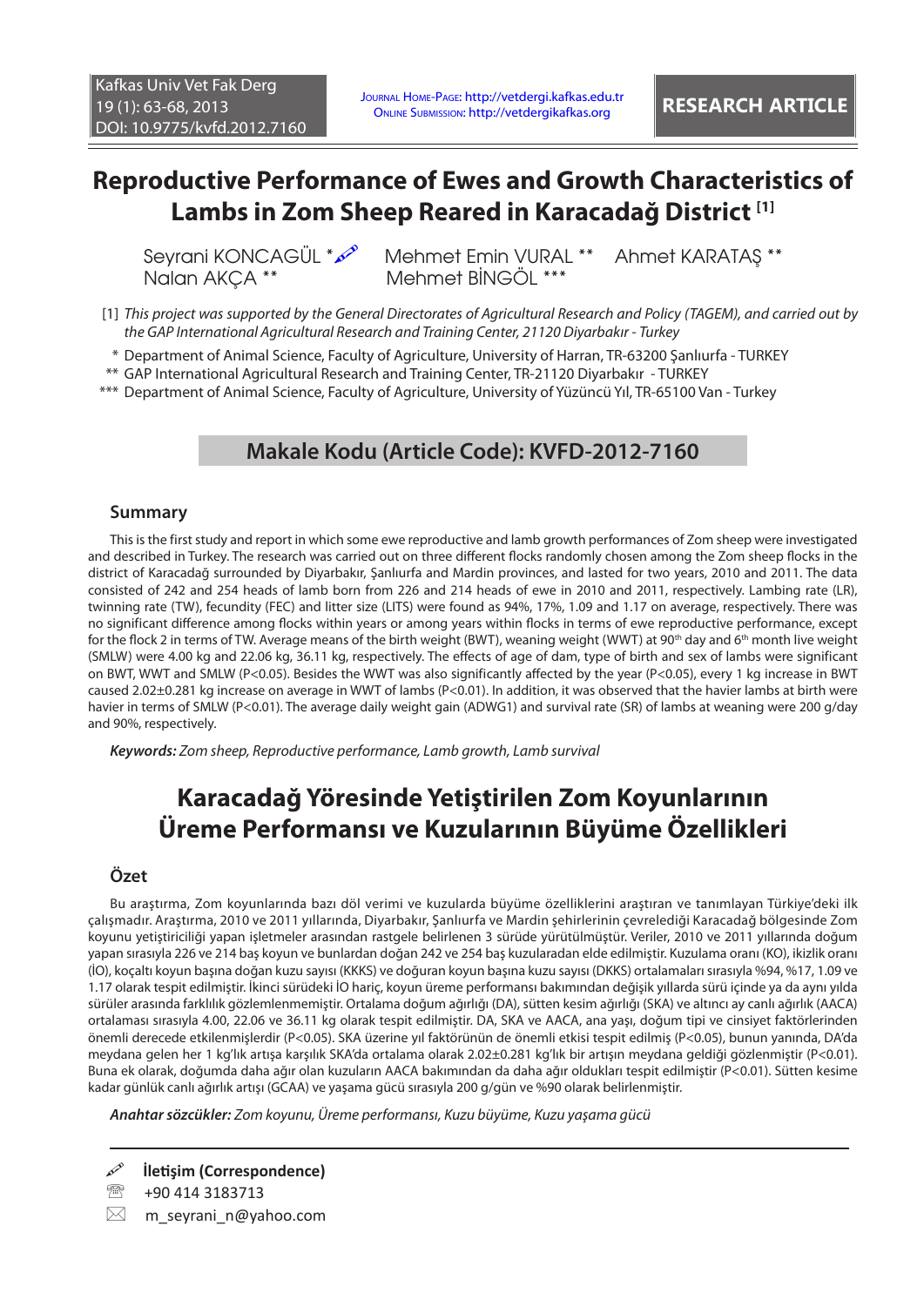RESEARCH ARTICLE

# Reproductive Performance of Ewes and Growth Characteristics of Lambs in Zom Sheep Reared in Karacadağ District [1]

Seyrani KONCAGÜL * Mehmet Emin VURAL ** Ahmet KARATAŞ ** Nalan AKÇA ** Mehmet BİNGÖL ***

[1] *This project was supported by the General Directorates of Agricultural Research and Policy (TAGEM), and carried out by the GAP International Agricultural Research and Training Center, 21120 Diyarbakır - Turkey*

\* Department of Animal Science, Faculty of Agriculture, University of Harran, TR-63200 Şanlıurfa - TURKEY

** GAP International Agricultural Research and Training Center, TR-21120 Diyarbakır - TURKEY

*** Department of Animal Science, Faculty of Agriculture, University of Yüzüncü Yıl, TR-65100 Van - Turkey

**Makale Kodu (Article Code): KVFD-2012-7160**

## Summary

This is the first study and report in which some ewe reproductive and lamb growth performances of Zom sheep were investigated and described in Turkey. The research was carried out on three different flocks randomly chosen among the Zom sheep flocks in the district of Karacadağ surrounded by Diyarbakır, Şanlıurfa and Mardin provinces, and lasted for two years, 2010 and 2011. The data consisted of 242 and 254 heads of lamb born from 226 and 214 heads of ewe in 2010 and 2011, respectively. Lambing rate (LR), twinning rate (TW), fecundity (FEC) and litter size (LITS) were found as 94%, 17%, 1.09 and 1.17 on average, respectively. There was no significant difference among flocks within years or among years within flocks in terms of ewe reproductive performance, except for the flock 2 in terms of TW. Average means of the birth weight (BWT), weaning weight (WWT) at 90$^{th}$ day and 6$^{th}$ month live weight (SMLW) were 4.00 kg and 22.06 kg, 36.11 kg, respectively. The effects of age of dam, type of birth and sex of lambs were significant on BWT, WWT and SMLW ($P<0.05$). Besides the WWT was also significantly affected by the year ($P<0.05$), every 1 kg increase in BWT caused 2.02±0.281 kg increase on average in WWT of lambs ($P<0.01$). In addition, it was observed that the havier lambs at birth were havier in terms of SMLW ($P<0.01$). The average daily weight gain (ADWG1) and survival rate (SR) of lambs at weaning were 200 g/day and 90%, respectively.

***Keywords:*** *Zom sheep, Reproductive performance, Lamb growth, Lamb survival*

# Karacadağ Yöresinde Yetiştirilen Zom Koyunlarının Üreme Performansı ve Kuzularının Büyüme Özellikleri

## Özet

Bu araştırma, Zom koyunlarında bazı döl verimi ve kuzularda büyüme özelliklerini araştıran ve tanımlayan Türkiye'deki ilk çalışmadır. Araştırma, 2010 ve 2011 yıllarında, Diyarbakır, Şanlıurfa ve Mardin şehirlerinin çevrelediği Karacadağ bölgesinde Zom koyunu yetiştiriciliği yapan işletmeler arasından rastgele belirlenen 3 sürüde yürütülmüştür. Veriler, 2010 ve 2011 yıllarında doğum yapan sırasıyla 226 ve 214 baş koyun ve bunlardan doğan 242 ve 254 baş kuzulardan elde edilmiştir. Kuzulama oranı (KO), ikizlik oranı (İO), koçaltı koyun başına doğan kuzu sayısı (KKKS) ve doğuran koyun başına kuzu sayısı (DKKS) ortalamaları sırasıyla %94, %17, 1.09 ve 1.17 olarak tespit edilmiştir. İkinci sürüdeki İO hariç, koyun üreme performansı bakımından değişik yıllarda sürü içinde ya da aynı yılda sürüler arasında farklılık gözlemlenmemiştir. Ortalama doğum ağırlığı (DA), sütten kesim ağırlığı (SKA) ve altıncı ay canlı ağırlık (AACA) ortalaması sırasıyla 4.00, 22.06 ve 36.11 kg olarak tespit edilmiştir. DA, SKA ve AACA, ana yaşı, doğum tipi ve cinsiyet faktörlerinden önemli derecede etkilenmişlerdir ($P<0.05$). SKA üzerine yıl faktörünün de önemli etkisi tespit edilmiş ($P<0.05$), bunun yanında, DA'da meydana gelen her 1 kg'lık artışa karşılık SKA'da ortalama olarak 2.02±0.281 kg'lık bir artışın meydana geldiği gözlenmiştir ($P<0.01$). Buna ek olarak, doğumda daha ağır olan kuzuların AACA bakımından da daha ağır oldukları tespit edilmiştir ($P<0.01$). Sütten kesime kadar günlük canlı ağırlık artışı (GCAA) ve yaşama gücü sırasıyla 200 g/gün ve %90 olarak belirlenmiştir.

***Anahtar sözcükler:*** *Zom koyunu, Üreme performansı, Kuzu büyüme, Kuzu yaşama gücü*

**İletişim (Correspondence)**

+90 414 3183713

m_seyrani_n@yahoo.com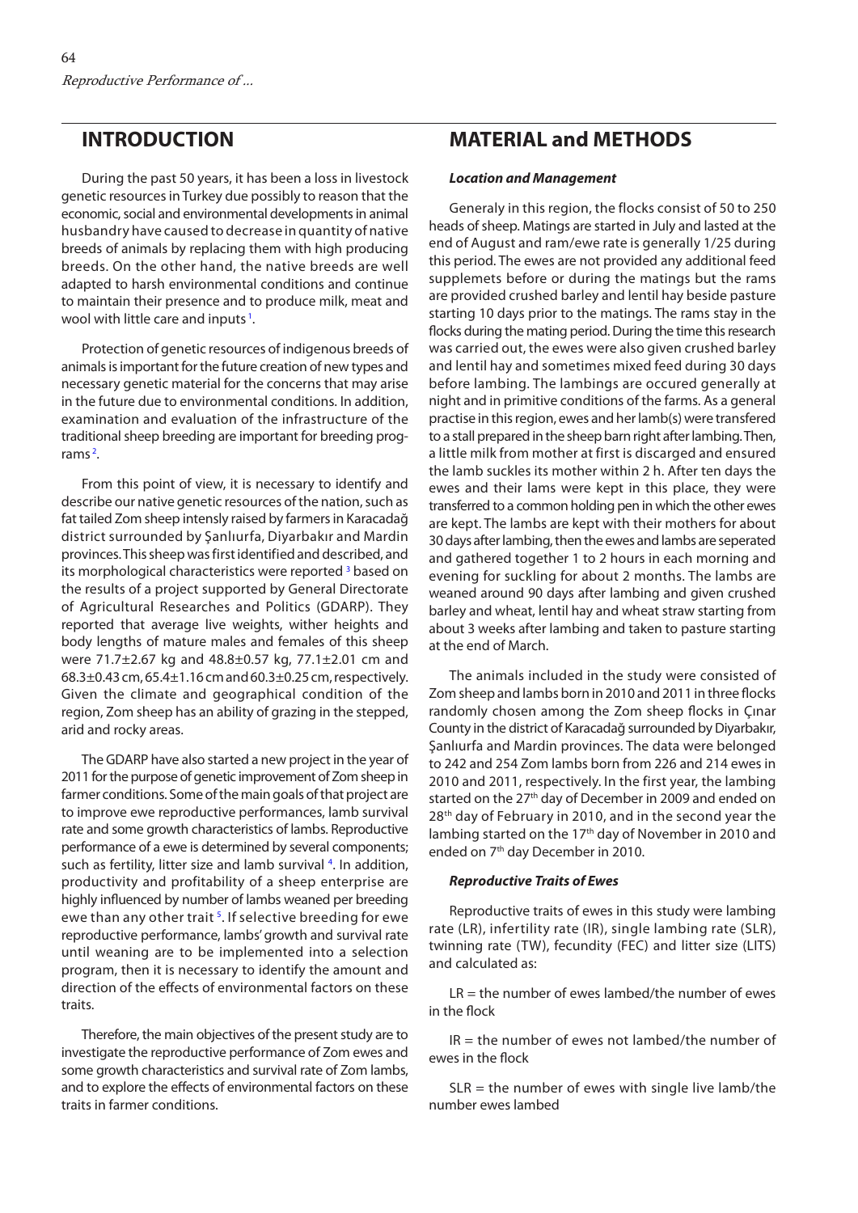## INTRODUCTION

During the past 50 years, it has been a loss in livestock genetic resources in Turkey due possibly to reason that the economic, social and environmental developments in animal husbandry have caused to decrease in quantity of native breeds of animals by replacing them with high producing breeds. On the other hand, the native breeds are well adapted to harsh environmental conditions and continue to maintain their presence and to produce milk, meat and wool with little care and inputs [1].

Protection of genetic resources of indigenous breeds of animals is important for the future creation of new types and necessary genetic material for the concerns that may arise in the future due to environmental conditions. In addition, examination and evaluation of the infrastructure of the traditional sheep breeding are important for breeding programs [2].

From this point of view, it is necessary to identify and describe our native genetic resources of the nation, such as fat tailed Zom sheep intensly raised by farmers in Karacadağ district surrounded by Şanlıurfa, Diyarbakır and Mardin provinces. This sheep was first identified and described, and its morphological characteristics were reported [3] based on the results of a project supported by General Directorate of Agricultural Researches and Politics (GDARP). They reported that average live weights, wither heights and body lengths of mature males and females of this sheep were 71.7±2.67 kg and 48.8±0.57 kg, 77.1±2.01 cm and 68.3±0.43 cm, 65.4±1.16 cm and 60.3±0.25 cm, respectively. Given the climate and geographical condition of the region, Zom sheep has an ability of grazing in the stepped, arid and rocky areas.

The GDARP have also started a new project in the year of 2011 for the purpose of genetic improvement of Zom sheep in farmer conditions. Some of the main goals of that project are to improve ewe reproductive performances, lamb survival rate and some growth characteristics of lambs. Reproductive performance of a ewe is determined by several components; such as fertility, litter size and lamb survival [4]. In addition, productivity and profitability of a sheep enterprise are highly influenced by number of lambs weaned per breeding ewe than any other trait [5]. If selective breeding for ewe reproductive performance, lambs' growth and survival rate until weaning are to be implemented into a selection program, then it is necessary to identify the amount and direction of the effects of environmental factors on these traits.

Therefore, the main objectives of the present study are to investigate the reproductive performance of Zom ewes and some growth characteristics and survival rate of Zom lambs, and to explore the effects of environmental factors on these traits in farmer conditions.

## MATERIAL and METHODS

### *Location and Management*

Generaly in this region, the flocks consist of 50 to 250 heads of sheep. Matings are started in July and lasted at the end of August and ram/ewe rate is generally 1/25 during this period. The ewes are not provided any additional feed supplemets before or during the matings but the rams are provided crushed barley and lentil hay beside pasture starting 10 days prior to the matings. The rams stay in the flocks during the mating period. During the time this research was carried out, the ewes were also given crushed barley and lentil hay and sometimes mixed feed during 30 days before lambing. The lambings are occured generally at night and in primitive conditions of the farms. As a general practise in this region, ewes and her lamb(s) were transfered to a stall prepared in the sheep barn right after lambing. Then, a little milk from mother at first is discarged and ensured the lamb suckles its mother within 2 h. After ten days the ewes and their lams were kept in this place, they were transferred to a common holding pen in which the other ewes are kept. The lambs are kept with their mothers for about 30 days after lambing, then the ewes and lambs are seperated and gathered together 1 to 2 hours in each morning and evening for suckling for about 2 months. The lambs are weaned around 90 days after lambing and given crushed barley and wheat, lentil hay and wheat straw starting from about 3 weeks after lambing and taken to pasture starting at the end of March.

The animals included in the study were consisted of Zom sheep and lambs born in 2010 and 2011 in three flocks randomly chosen among the Zom sheep flocks in Çınar County in the district of Karacadağ surrounded by Diyarbakır, Şanlıurfa and Mardin provinces. The data were belonged to 242 and 254 Zom lambs born from 226 and 214 ewes in 2010 and 2011, respectively. In the first year, the lambing started on the 27th day of December in 2009 and ended on 28th day of February in 2010, and in the second year the lambing started on the 17th day of November in 2010 and ended on 7th day December in 2010.

### *Reproductive Traits of Ewes*

Reproductive traits of ewes in this study were lambing rate (LR), infertility rate (IR), single lambing rate (SLR), twinning rate (TW), fecundity (FEC) and litter size (LITS) and calculated as:

LR = the number of ewes lambed/the number of ewes in the flock

IR = the number of ewes not lambed/the number of ewes in the flock

SLR = the number of ewes with single live lamb/the number ewes lambed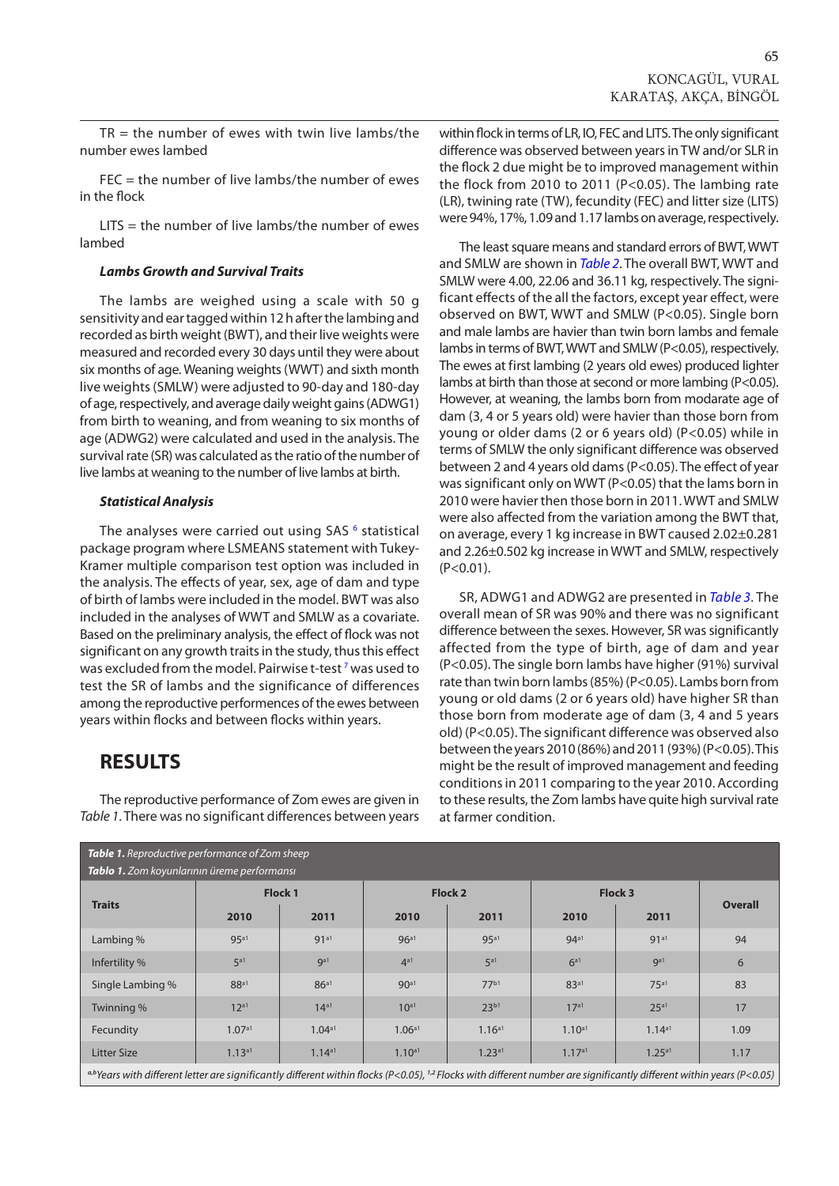TR = the number of ewes with twin live lambs/the number ewes lambed

FEC = the number of live lambs/the number of ewes in the flock

LITS = the number of live lambs/the number of ewes lambed

#### *Lambs Growth and Survival Traits*

The lambs are weighed using a scale with 50 g sensitivity and ear tagged within 12 h after the lambing and recorded as birth weight (BWT), and their live weights were measured and recorded every 30 days until they were about six months of age. Weaning weights (WWT) and sixth month live weights (SMLW) were adjusted to 90-day and 180-day of age, respectively, and average daily weight gains (ADWG1) from birth to weaning, and from weaning to six months of age (ADWG2) were calculated and used in the analysis. The survival rate (SR) was calculated as the ratio of the number of live lambs at weaning to the number of live lambs at birth.

#### *Statistical Analysis*

The analyses were carried out using SAS [6] statistical package program where LSMEANS statement with Tukey-Kramer multiple comparison test option was included in the analysis. The effects of year, sex, age of dam and type of birth of lambs were included in the model. BWT was also included in the analyses of WWT and SMLW as a covariate. Based on the preliminary analysis, the effect of flock was not significant on any growth traits in the study, thus this effect was excluded from the model. Pairwise t-test [7] was used to test the SR of lambs and the significance of differences among the reproductive performences of the ewes between years within flocks and between flocks within years.

## RESULTS

The reproductive performance of Zom ewes are given in *Table 1*. There was no significant differences between years within flock in terms of LR, IO, FEC and LITS. The only significant difference was observed between years in TW and/or SLR in the flock 2 due might be to improved management within the flock from 2010 to 2011 ($P<0.05$). The lambing rate (LR), twining rate (TW), fecundity (FEC) and litter size (LITS) were 94%, 17%, 1.09 and 1.17 lambs on average, respectively.

The least square means and standard errors of BWT, WWT and SMLW are shown in *Table 2*. The overall BWT, WWT and SMLW were 4.00, 22.06 and 36.11 kg, respectively. The significant effects of the all the factors, except year effect, were observed on BWT, WWT and SMLW ($P<0.05$). Single born and male lambs are havier than twin born lambs and female lambs in terms of BWT, WWT and SMLW ($P<0.05$), respectively. The ewes at first lambing (2 years old ewes) produced lighter lambs at birth than those at second or more lambing ($P<0.05$). However, at weaning, the lambs born from modarate age of dam (3, 4 or 5 years old) were havier than those born from young or older dams (2 or 6 years old) ($P<0.05$) while in terms of SMLW the only significant difference was observed between 2 and 4 years old dams ($P<0.05$). The effect of year was significant only on WWT ($P<0.05$) that the lams born in 2010 were havier then those born in 2011. WWT and SMLW were also affected from the variation among the BWT that, on average, every 1 kg increase in BWT caused 2.02±0.281 and 2.26±0.502 kg increase in WWT and SMLW, respectively ($P<0.01$).

SR, ADWG1 and ADWG2 are presented in *Table 3*. The overall mean of SR was 90% and there was no significant difference between the sexes. However, SR was significantly affected from the type of birth, age of dam and year ($P<0.05$). The single born lambs have higher (91%) survival rate than twin born lambs (85%) ($P<0.05$). Lambs born from young or old dams (2 or 6 years old) have higher SR than those born from moderate age of dam (3, 4 and 5 years old) ($P<0.05$). The significant difference was observed also between the years 2010 (86%) and 2011 (93%) ($P<0.05$). This might be the result of improved management and feeding conditions in 2011 comparing to the year 2010. According to these results, the Zom lambs have quite high survival rate at farmer condition.

***Table 1.** Reproductive performance of Zom sheep*
***Tablo 1.** Zom koyunlarının üreme performansı*

| Traits | Flock 1 | | Flock 2 | | Flock 3 | | Overall |
|---|---|---|---|---|---|---|---|
| | 2010 | 2011 | 2010 | 2011 | 2010 | 2011 | |
| Lambing % | 95[a1] | 91[a1] | 96[a1] | 95[a1] | 94[a1] | 91[a1] | 94 |
| Infertility % | 5[a1] | 9[a1] | 4[a1] | 5[a1] | 6[a1] | 9[a1] | 6 |
| Single Lambing % | 88[a1] | 86[a1] | 90[a1] | 77[b1] | 83[a1] | 75[a1] | 83 |
| Twinning % | 12[a1] | 14[a1] | 10[a1] | 23[b1] | 17[a1] | 25[a1] | 17 |
| Fecundity | 1.07[a1] | 1.04[a1] | 1.06[a1] | 1.16[a1] | 1.10[a1] | 1.14[a1] | 1.09 |
| Litter Size | 1.13[a1] | 1.14[a1] | 1.10[a1] | 1.23[a1] | 1.17[a1] | 1.25[a1] | 1.17 |

*[a,b] Years with different letter are significantly different within flocks ($P<0.05$), [1,2] Flocks with different number are significantly different within years ($P<0.05$)*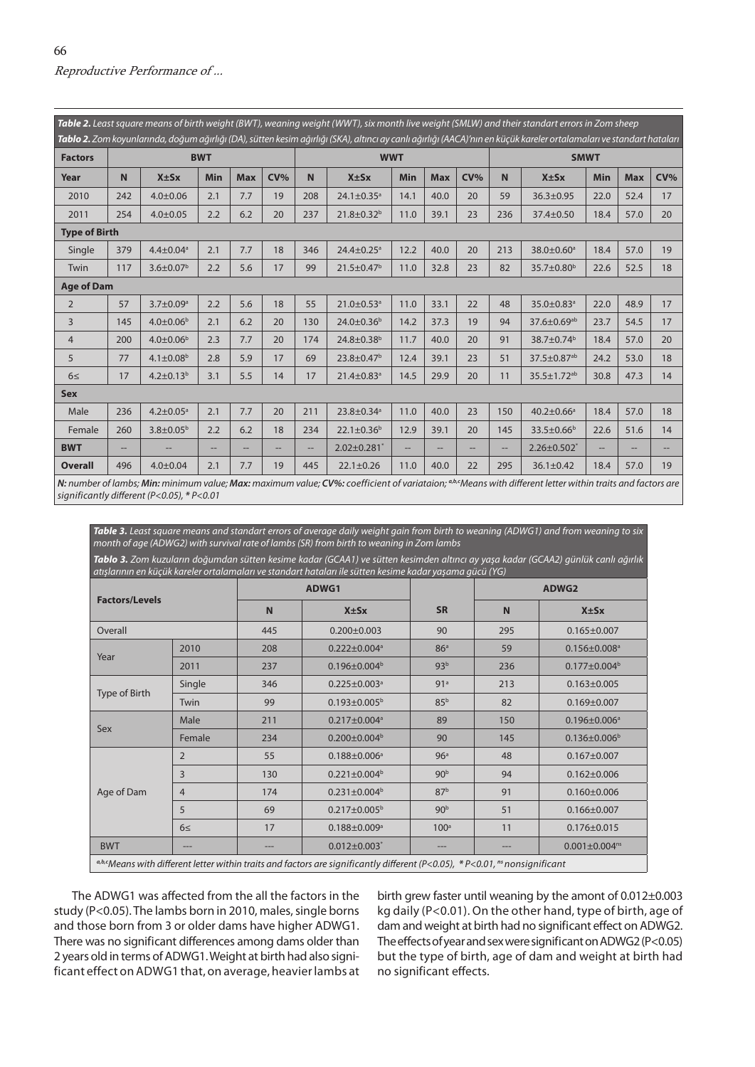**Table 2.** *Least square means of birth weight (BWT), weaning weight (WWT), six month live weight (SMLW) and their standart errors in Zom sheep*

**Tablo 2.** *Zom koyunlarında, doğum ağırlığı (DA), sütten kesim ağırlığı (SKA), altıncı ay canlı ağırlığı (AACA)'nın en küçük kareler ortalamaları ve standart hataları*

| Factors | BWT | | | | | WWT | | | | | SMWT | | | | |
|---|---|---|---|---|---|---|---|---|---|---|---|---|---|---|---|
| **Year** | **N** | **X±Sx** | **Min** | **Max** | **CV%** | **N** | **X±Sx** | **Min** | **Max** | **CV%** | **N** | **X±Sx** | **Min** | **Max** | **CV%** |
| 2010 | 242 | 4.0±0.06 | 2.1 | 7.7 | 19 | 208 | 24.1±0.35[a] | 14.1 | 40.0 | 20 | 59 | 36.3±0.95 | 22.0 | 52.4 | 17 |
| 2011 | 254 | 4.0±0.05 | 2.2 | 6.2 | 20 | 237 | 21.8±0.32[b] | 11.0 | 39.1 | 23 | 236 | 37.4±0.50 | 18.4 | 57.0 | 20 |
| **Type of Birth** | | | | | | | | | | | | | | | |
| Single | 379 | 4.4±0.04[a] | 2.1 | 7.7 | 18 | 346 | 24.4±0.25[a] | 12.2 | 40.0 | 20 | 213 | 38.0±0.60[a] | 18.4 | 57.0 | 19 |
| Twin | 117 | 3.6±0.07[b] | 2.2 | 5.6 | 17 | 99 | 21.5±0.47[b] | 11.0 | 32.8 | 23 | 82 | 35.7±0.80[b] | 22.6 | 52.5 | 18 |
| **Age of Dam** | | | | | | | | | | | | | | | |
| 2 | 57 | 3.7±0.09[a] | 2.2 | 5.6 | 18 | 55 | 21.0±0.53[a] | 11.0 | 33.1 | 22 | 48 | 35.0±0.83[a] | 22.0 | 48.9 | 17 |
| 3 | 145 | 4.0±0.06[b] | 2.1 | 6.2 | 20 | 130 | 24.0±0.36[b] | 14.2 | 37.3 | 19 | 94 | 37.6±0.69[ab] | 23.7 | 54.5 | 17 |
| 4 | 200 | 4.0±0.06[b] | 2.3 | 7.7 | 20 | 174 | 24.8±0.38[b] | 11.7 | 40.0 | 20 | 91 | 38.7±0.74[b] | 18.4 | 57.0 | 20 |
| 5 | 77 | 4.1±0.08[b] | 2.8 | 5.9 | 17 | 69 | 23.8±0.47[b] | 12.4 | 39.1 | 23 | 51 | 37.5±0.87[ab] | 24.2 | 53.0 | 18 |
| 6≤ | 17 | 4.2±0.13[b] | 3.1 | 5.5 | 14 | 17 | 21.4±0.83[a] | 14.5 | 29.9 | 20 | 11 | 35.5±1.72[ab] | 30.8 | 47.3 | 14 |
| **Sex** | | | | | | | | | | | | | | | |
| Male | 236 | 4.2±0.05[a] | 2.1 | 7.7 | 20 | 211 | 23.8±0.34[a] | 11.0 | 40.0 | 23 | 150 | 40.2±0.66[a] | 18.4 | 57.0 | 18 |
| Female | 260 | 3.8±0.05[b] | 2.2 | 6.2 | 18 | 234 | 22.1±0.36[b] | 12.9 | 39.1 | 20 | 145 | 33.5±0.66[b] | 22.6 | 51.6 | 14 |
| **BWT** | -- | -- | -- | -- | -- | -- | 2.02±0.281* | -- | -- | -- | -- | 2.26±0.502* | -- | -- | -- |
| **Overall** | 496 | 4.0±0.04 | 2.1 | 7.7 | 19 | 445 | 22.1±0.26 | 11.0 | 40.0 | 22 | 295 | 36.1±0.42 | 18.4 | 57.0 | 19 |

***N:** number of lambs; **Min:** minimum value; **Max:** maximum value; **CV%:** coefficient of variataion; [a,b,c]Means with different letter within traits and factors are significantly different (P<0.05), * P<0.01*

**Table 3.** *Least square means and standart errors of average daily weight gain from birth to weaning (ADWG1) and from weaning to six month of age (ADWG2) with survival rate of lambs (SR) from birth to weaning in Zom lambs*

**Tablo 3.** *Zom kuzuların doğumdan sütten kesime kadar (GCAA1) ve sütten kesimden altıncı ay yaşa kadar (GCAA2) günlük canlı ağırlık atışlarının en küçük kareler ortalamaları ve standart hataları ile sütten kesime kadar yaşama gücü (YG)*

| Factors/Levels | | ADWG1 | | SR | ADWG2 | |
|---|---|---|---|---|---|---|
| | | **N** | **X±Sx** | | **N** | **X±Sx** |
| Overall | | 445 | 0.200±0.003 | 90 | 295 | 0.165±0.007 |
| Year | 2010 | 208 | 0.222±0.004[a] | 86[a] | 59 | 0.156±0.008[a] |
| | 2011 | 237 | 0.196±0.004[b] | 93[b] | 236 | 0.177±0.004[b] |
| Type of Birth | Single | 346 | 0.225±0.003[a] | 91[a] | 213 | 0.163±0.005 |
| | Twin | 99 | 0.193±0.005[b] | 85[b] | 82 | 0.169±0.007 |
| Sex | Male | 211 | 0.217±0.004[a] | 89 | 150 | 0.196±0.006[a] |
| | Female | 234 | 0.200±0.004[b] | 90 | 145 | 0.136±0.006[b] |
| Age of Dam | 2 | 55 | 0.188±0.006[a] | 96[a] | 48 | 0.167±0.007 |
| | 3 | 130 | 0.221±0.004[b] | 90[b] | 94 | 0.162±0.006 |
| | 4 | 174 | 0.231±0.004[b] | 87[b] | 91 | 0.160±0.006 |
| | 5 | 69 | 0.217±0.005[b] | 90[b] | 51 | 0.166±0.007 |
| | 6≤ | 17 | 0.188±0.009[a] | 100[a] | 11 | 0.176±0.015 |
| BWT | --- | --- | 0.012±0.003* | --- | --- | 0.001±0.004[ns] |

*[a,b,c]Means with different letter within traits and factors are significantly different (P<0.05), * P<0.01, [ns] nonsignificant*

The ADWG1 was affected from the all the factors in the study (P<0.05). The lambs born in 2010, males, single borns and those born from 3 or older dams have higher ADWG1. There was no significant differences among dams older than 2 years old in terms of ADWG1. Weight at birth had also significant effect on ADWG1 that, on average, heavier lambs at birth grew faster until weaning by the amont of 0.012±0.003 kg daily (P<0.01). On the other hand, type of birth, age of dam and weight at birth had no significant effect on ADWG2. The effects of year and sex were significant on ADWG2 (P<0.05) but the type of birth, age of dam and weight at birth had no significant effects.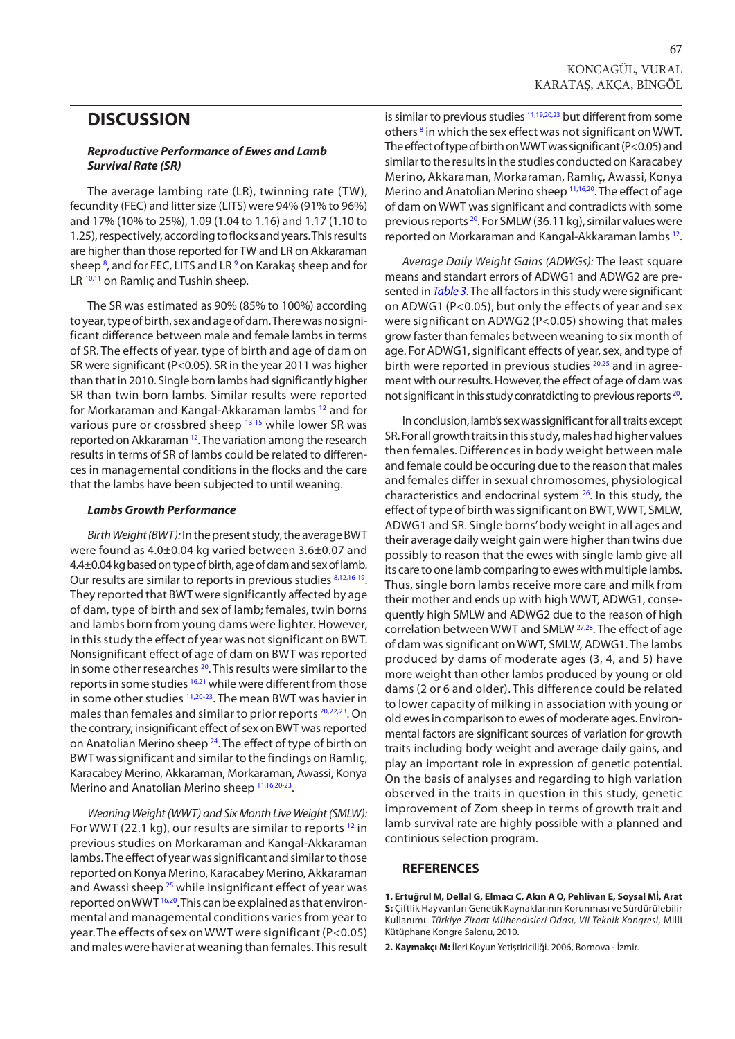## DISCUSSION

### *Reproductive Performance of Ewes and Lamb Survival Rate (SR)*

The average lambing rate (LR), twinning rate (TW), fecundity (FEC) and litter size (LITS) were 94% (91% to 96%) and 17% (10% to 25%), 1.09 (1.04 to 1.16) and 1.17 (1.10 to 1.25), respectively, according to flocks and years. This results are higher than those reported for TW and LR on Akkaraman sheep [8], and for FEC, LITS and LR [9] on Karakaş sheep and for LR [10,11] on Ramlıç and Tushin sheep.

The SR was estimated as 90% (85% to 100%) according to year, type of birth, sex and age of dam. There was no significant difference between male and female lambs in terms of SR. The effects of year, type of birth and age of dam on SR were significant (P<0.05). SR in the year 2011 was higher than that in 2010. Single born lambs had significantly higher SR than twin born lambs. Similar results were reported for Morkaraman and Kangal-Akkaraman lambs [12] and for various pure or crossbred sheep [13-15] while lower SR was reported on Akkaraman [12]. The variation among the research results in terms of SR of lambs could be related to differences in managemental conditions in the flocks and the care that the lambs have been subjected to until weaning.

### *Lambs Growth Performance*

*Birth Weight (BWT):* In the present study, the average BWT were found as 4.0±0.04 kg varied between 3.6±0.07 and 4.4±0.04 kg based on type of birth, age of dam and sex of lamb. Our results are similar to reports in previous studies [8,12,16-19]. They reported that BWT were significantly affected by age of dam, type of birth and sex of lamb; females, twin borns and lambs born from young dams were lighter. However, in this study the effect of year was not significant on BWT. Nonsignificant effect of age of dam on BWT was reported in some other researches [20]. This results were similar to the reports in some studies [16,21] while were different from those in some other studies [11,20-23]. The mean BWT was havier in males than females and similar to prior reports [20,22,23]. On the contrary, insignificant effect of sex on BWT was reported on Anatolian Merino sheep [24]. The effect of type of birth on BWT was significant and similar to the findings on Ramlıç, Karacabey Merino, Akkaraman, Morkaraman, Awassi, Konya Merino and Anatolian Merino sheep [11,16,20-23].

*Weaning Weight (WWT) and Six Month Live Weight (SMLW):* For WWT (22.1 kg), our results are similar to reports [12] in previous studies on Morkaraman and Kangal-Akkaraman lambs. The effect of year was significant and similar to those reported on Konya Merino, Karacabey Merino, Akkaraman and Awassi sheep [25] while insignificant effect of year was reported on WWT [16,20]. This can be explained as that environmental and managemental conditions varies from year to year. The effects of sex on WWT were significant (P<0.05) and males were havier at weaning than females. This result is similar to previous studies [11,19,20,23] but different from some others [8] in which the sex effect was not significant on WWT. The effect of type of birth on WWT was significant (P<0.05) and similar to the results in the studies conducted on Karacabey Merino, Akkaraman, Morkaraman, Ramlıç, Awassi, Konya Merino and Anatolian Merino sheep [11,16,20]. The effect of age of dam on WWT was significant and contradicts with some previous reports [20]. For SMLW (36.11 kg), similar values were reported on Morkaraman and Kangal-Akkaraman lambs [12].

*Average Daily Weight Gains (ADWGs):* The least square means and standart errors of ADWG1 and ADWG2 are presented in *Table 3*. The all factors in this study were significant on ADWG1 (P<0.05), but only the effects of year and sex were significant on ADWG2 (P<0.05) showing that males grow faster than females between weaning to six month of age. For ADWG1, significant effects of year, sex, and type of birth were reported in previous studies [20,25] and in agreement with our results. However, the effect of age of dam was not significant in this study conratdicting to previous reports [20].

In conclusion, lamb's sex was significant for all traits except SR. For all growth traits in this study, males had higher values then females. Differences in body weight between male and female could be occuring due to the reason that males and females differ in sexual chromosomes, physiological characteristics and endocrinal system [26]. In this study, the effect of type of birth was significant on BWT, WWT, SMLW, ADWG1 and SR. Single borns' body weight in all ages and their average daily weight gain were higher than twins due possibly to reason that the ewes with single lamb give all its care to one lamb comparing to ewes with multiple lambs. Thus, single born lambs receive more care and milk from their mother and ends up with high WWT, ADWG1, consequently high SMLW and ADWG2 due to the reason of high correlation between WWT and SMLW [27,28]. The effect of age of dam was significant on WWT, SMLW, ADWG1. The lambs produced by dams of moderate ages (3, 4, and 5) have more weight than other lambs produced by young or old dams (2 or 6 and older). This difference could be related to lower capacity of milking in association with young or old ewes in comparison to ewes of moderate ages. Environmental factors are significant sources of variation for growth traits including body weight and average daily gains, and play an important role in expression of genetic potential. On the basis of analyses and regarding to high variation observed in the traits in question in this study, genetic improvement of Zom sheep in terms of growth trait and lamb survival rate are highly possible with a planned and continious selection program.

## REFERENCES

1. **Ertuğrul M, Dellal G, Elmacı C, Akın A O, Pehlivan E, Soysal Mİ, Arat S:** Çiftlik Hayvanları Genetik Kaynaklarının Korunması ve Sürdürülebilir Kullanımı. *Türkiye Ziraat Mühendisleri Odası, VII Teknik Kongresi*, Milli Kütüphane Kongre Salonu, 2010.

2. **Kaymakçı M:** İleri Koyun Yetiştiriciliği. 2006, Bornova - İzmir.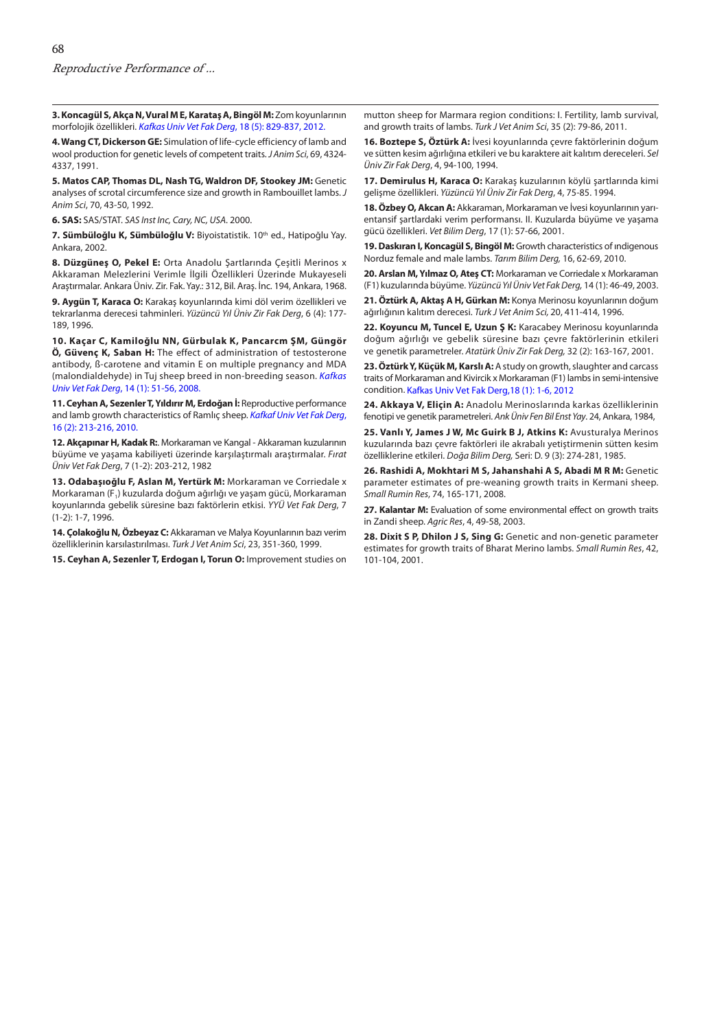**3. Koncagül S, Akça N, Vural M E, Karataş A, Bingöl M:** Zom koyunlarının morfolojik özellikleri. *Kafkas Univ Vet Fak Derg*, 18 (5): 829-837, 2012.

**4. Wang CT, Dickerson GE:** Simulation of life-cycle efficiency of lamb and wool production for genetic levels of competent traits. *J Anim Sci*, 69, 4324-4337, 1991.

**5. Matos CAP, Thomas DL, Nash TG, Waldron DF, Stookey JM:** Genetic analyses of scrotal circumference size and growth in Rambouillet lambs. *J Anim Sci*, 70, 43-50, 1992.

**6. SAS:** SAS/STAT. *SAS Inst Inc, Cary, NC, USA*. 2000.

**7. Sümbüloğlu K, Sümbüloğlu V:** Biyoistatistik. 10th ed., Hatipoğlu Yay. Ankara, 2002.

**8. Düzgüneş O, Pekel E:** Orta Anadolu Şartlarında Çeşitli Merinos x Akkaraman Melezlerini Verimle İlgili Özellikleri Üzerinde Mukayeseli Araştırmalar. Ankara Üniv. Zir. Fak. Yay.: 312, Bil. Araş. İnc. 194, Ankara, 1968.

**9. Aygün T, Karaca O:** Karakaş koyunlarında kimi döl verim özellikleri ve tekrarlanma derecesi tahminleri. *Yüzüncü Yıl Üniv Zir Fak Derg*, 6 (4): 177-189, 1996.

**10. Kaçar C, Kamiloğlu NN, Gürbulak K, Pancarcı ŞM, Güngör Ö, Güvenç K, Saban H:** The effect of administration of testosterone antibody, ß-carotene and vitamin E on multiple pregnancy and MDA (malondialdehyde) in Tuj sheep breed in non-breeding season. *Kafkas Univ Vet Fak Derg*, 14 (1): 51-56, 2008.

**11. Ceyhan A, Sezenler T, Yıldırır M, Erdoğan İ:** Reproductive performance and lamb growth characteristics of Ramlıç sheep. *Kafkaf Univ Vet Fak Derg*, 16 (2): 213-216, 2010.

**12. Akçapınar H, Kadak R:**. Morkaraman ve Kangal - Akkaraman kuzularının büyüme ve yaşama kabiliyeti üzerinde karşılaştırmalı araştırmalar. *Fırat Üniv Vet Fak Derg*, 7 (1-2): 203-212, 1982

**13. Odabaşıoğlu F, Aslan M, Yertürk M:** Morkaraman ve Corriedale x Morkaraman ($F_1$) kuzularda doğum ağırlığı ve yaşam gücü, Morkaraman koyunlarında gebelik süresine bazı faktörlerin etkisi. *YYÜ Vet Fak Derg*, 7 (1-2): 1-7, 1996.

**14. Çolakoğlu N, Özbeyaz C:** Akkaraman ve Malya Koyunlarının bazı verim özelliklerinin karsılastırılması. *Turk J Vet Anim Sci*, 23, 351-360, 1999.

**15. Ceyhan A, Sezenler T, Erdogan I, Torun O:** Improvement studies on mutton sheep for Marmara region conditions: I. Fertility, lamb survival, and growth traits of lambs. *Turk J Vet Anim Sci*, 35 (2): 79-86, 2011.

**16. Boztepe S, Öztürk A:** İvesi koyunlarında çevre faktörlerinin doğum ve sütten kesim ağırlığına etkileri ve bu karakterde ait kalıtım dereceleri. *Sel Üniv Zir Fak Derg*, 4, 94-100, 1994.

**17. Demirulus H, Karaca O:** Karakaş kuzularının köylü şartlarında kimi gelişme özellikleri. *Yüzüncü Yıl Üniv Zir Fak Derg*, 4, 75-85. 1994.

**18. Özbey O, Akcan A:** Akkaraman, Morkaraman ve İvesi koyunlarının yarı-entansif şartlardaki verim performansı. II. Kuzularda büyüme ve yaşama gücü özellikleri. *Vet Bilim Derg*, 17 (1): 57-66, 2001.

**19. Daskıran I, Koncagül S, Bingöl M:** Growth characteristics of ındigenous Norduz female and male lambs. *Tarım Bilim Derg,* 16, 62-69, 2010.

**20. Arslan M, Yılmaz O, Ateş CT:** Morkaraman ve Corriedale x Morkaraman (F1) kuzularında büyüme. *Yüzüncü Yıl Üniv Vet Fak Derg,* 14 (1): 46-49, 2003.

**21. Öztürk A, Aktaş A H, Gürkan M:** Konya Merinosu koyunlarının doğum ağırlığının kalıtım derecesi. *Turk J Vet Anim Sci,* 20, 411-414, 1996.

**22. Koyuncu M, Tuncel E, Uzun Ş K:** Karacabey Merinosu koyunlarında doğum ağırlığı ve gebelik süresine bazı çevre faktörlerinin etkileri ve genetik parametreler. *Atatürk Üniv Zir Fak Derg,* 32 (2): 163-167, 2001.

**23. Öztürk Y, Küçük M, Karslı A:** A study on growth, slaughter and carcass traits of Morkaraman and Kivircik x Morkaraman (F1) lambs in semi-intensive condition. Kafkas Univ Vet Fak Derg,18 (1): 1-6, 2012

**24. Akkaya V, Eliçin A:** Anadolu Merinoslarında karkas özelliklerinin fenotipi ve genetik parametreleri. *Ank Üniv Fen Bil Enst Yay*. 24, Ankara, 1984,

**25. Vanlı Y, James J W, Mc Guirk B J, Atkins K:** Avusturalya Merinos kuzularında bazı çevre faktörleri ile akrabalı yetiştirmenin sütten kesim özelliklerine etkileri. *Doğa Bilim Derg,* Seri: D. 9 (3): 274-281, 1985.

**26. Rashidi A, Mokhtari M S, Jahanshahi A S, Abadi M R M:** Genetic parameter estimates of pre-weaning growth traits in Kermani sheep. *Small Rumin Res*, 74, 165-171, 2008.

**27. Kalantar M:** Evaluation of some environmental effect on growth traits in Zandi sheep. *Agric Res*, 4, 49-58, 2003.

**28. Dixit S P, Dhilon J S, Sing G:** Genetic and non-genetic parameter estimates for growth traits of Bharat Merino lambs. *Small Rumin Res*, 42, 101-104, 2001.